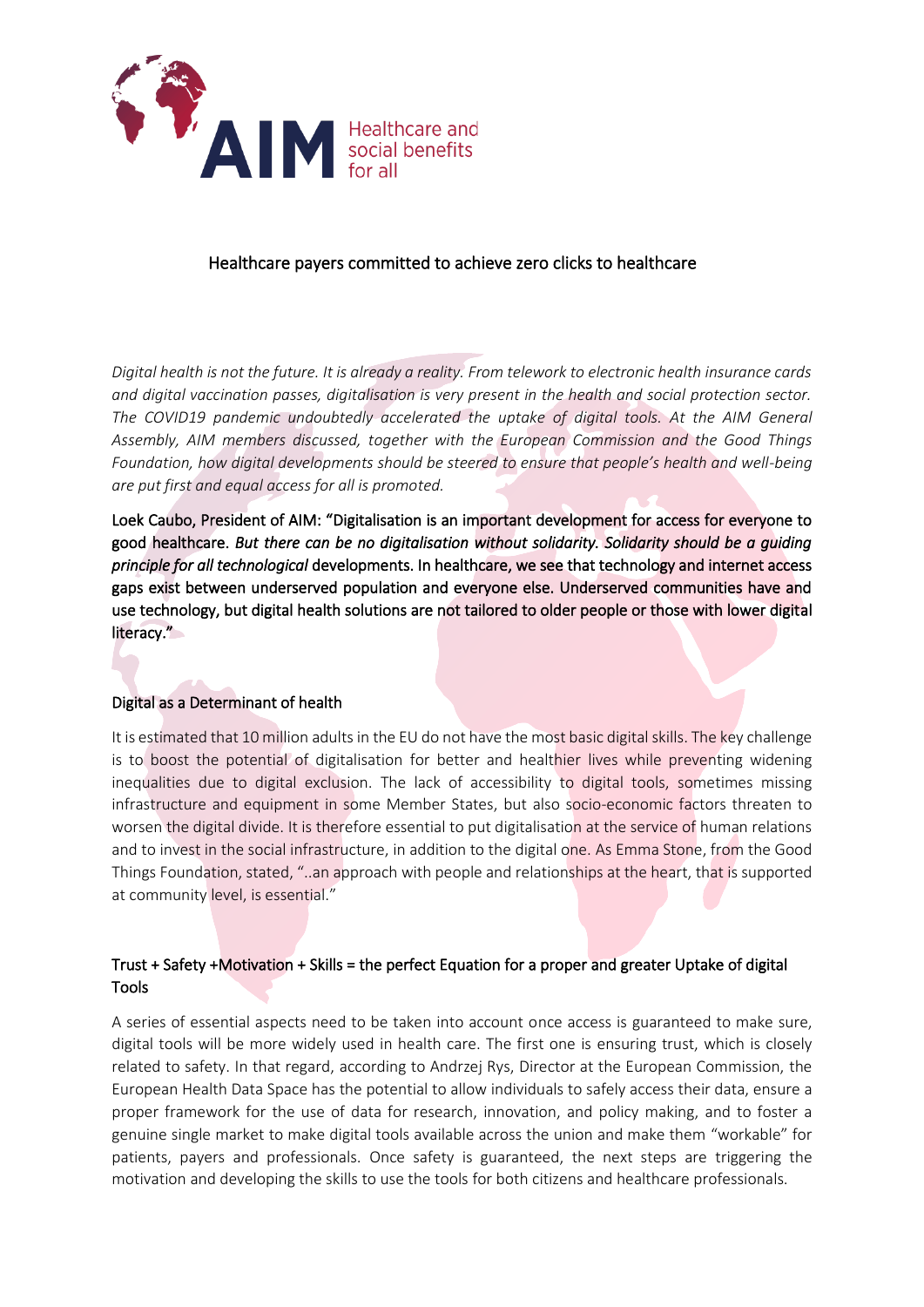# Healthcare payers committed to achieve zero clicks to healthcare

*Digital health is not the future. It is already a reality. From telework to electronic health insurance cards and digital vaccination passes, digitalisation is very present in the health and social protection sector. The COVID19 pandemic undoubtedly accelerated the uptake of digital tools. At the AIM General Assembly, AIM members discussed, together with the European Commission and the Good Things Foundation, how digital developments should be steered to ensure that people's health and well-being are put first and equal access for all is promoted.*

Loek Caubo, President of AIM: "Digitalisation is an important development for access for everyone to good healthcare. *But there can be no digitalisation without solidarity. Solidarity should be a guiding principle for all technological* developments. In healthcare, we see that technology and internet access gaps exist between underserved population and everyone else. Underserved communities have and use technology, but digital health solutions are not tailored to older people or those with lower digital literacy."

## Digital as a Determinant of health

It is estimated that 10 million adults in the EU do not have the most basic digital skills. The key challenge is to boost the potential of digitalisation for better and healthier lives while preventing widening inequalities due to digital exclusion. The lack of accessibility to digital tools, sometimes missing infrastructure and equipment in some Member States, but also socio-economic factors threaten to worsen the digital divide. It is therefore essential to put digitalisation at the service of human relations and to invest in the social infrastructure, in addition to the digital one. As Emma Stone, from the Good Things Foundation, stated, "..an approach with people and relationships at the heart, that is supported at community level, is essential."

## Trust + Safety +Motivation + Skills = the perfect Equation for a proper and greater Uptake of digital Tools

A series of essential aspects need to be taken into account once access is guaranteed to make sure, digital tools will be more widely used in health care. The first one is ensuring trust, which is closely related to safety. In that regard, according to Andrzej Rys, Director at the European Commission, the European Health Data Space has the potential to allow individuals to safely access their data, ensure a proper framework for the use of data for research, innovation, and policy making, and to foster a genuine single market to make digital tools available across the union and make them "workable" for patients, payers and professionals. Once safety is guaranteed, the next steps are triggering the motivation and developing the skills to use the tools for both citizens and healthcare professionals.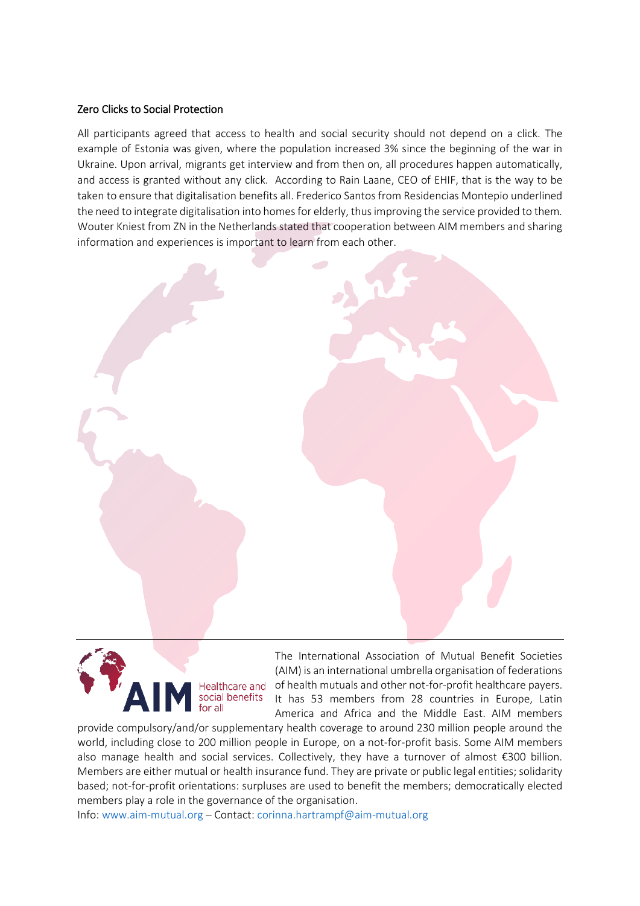## Zero Clicks to Social Protection

All participants agreed that access to health and social security should not depend on a click. The example of Estonia was given, where the population increased 3% since the beginning of the war in Ukraine. Upon arrival, migrants get interview and from then on, all procedures happen automatically, and access is granted without any click. According to Rain Laane, CEO of EHIF, that is the way to be taken to ensure that digitalisation benefits all. Frederico Santos from Residencias Montepio underlined the need to integrate digitalisation into homes for elderly, thus improving the service provided to them. Wouter Kniest from ZN in the Netherlands stated that cooperation between AIM members and sharing information and experiences is important to learn from each other.

---

AIM Healthcare and social benefits for all

The International Association of Mutual Benefit Societies (AIM) is an international umbrella organisation of federations of health mutuals and other not-for-profit healthcare payers. It has 53 members from 28 countries in Europe, Latin America and Africa and the Middle East. AIM members provide compulsory/and/or supplementary health coverage to around 230 million people around the world, including close to 200 million people in Europe, on a not-for-profit basis. Some AIM members also manage health and social services. Collectively, they have a turnover of almost €300 billion. Members are either mutual or health insurance fund. They are private or public legal entities; solidarity based; not-for-profit orientations: surpluses are used to benefit the members; democratically elected members play a role in the governance of the organisation.

Info: www.aim-mutual.org – Contact: corinna.hartrampf@aim-mutual.org